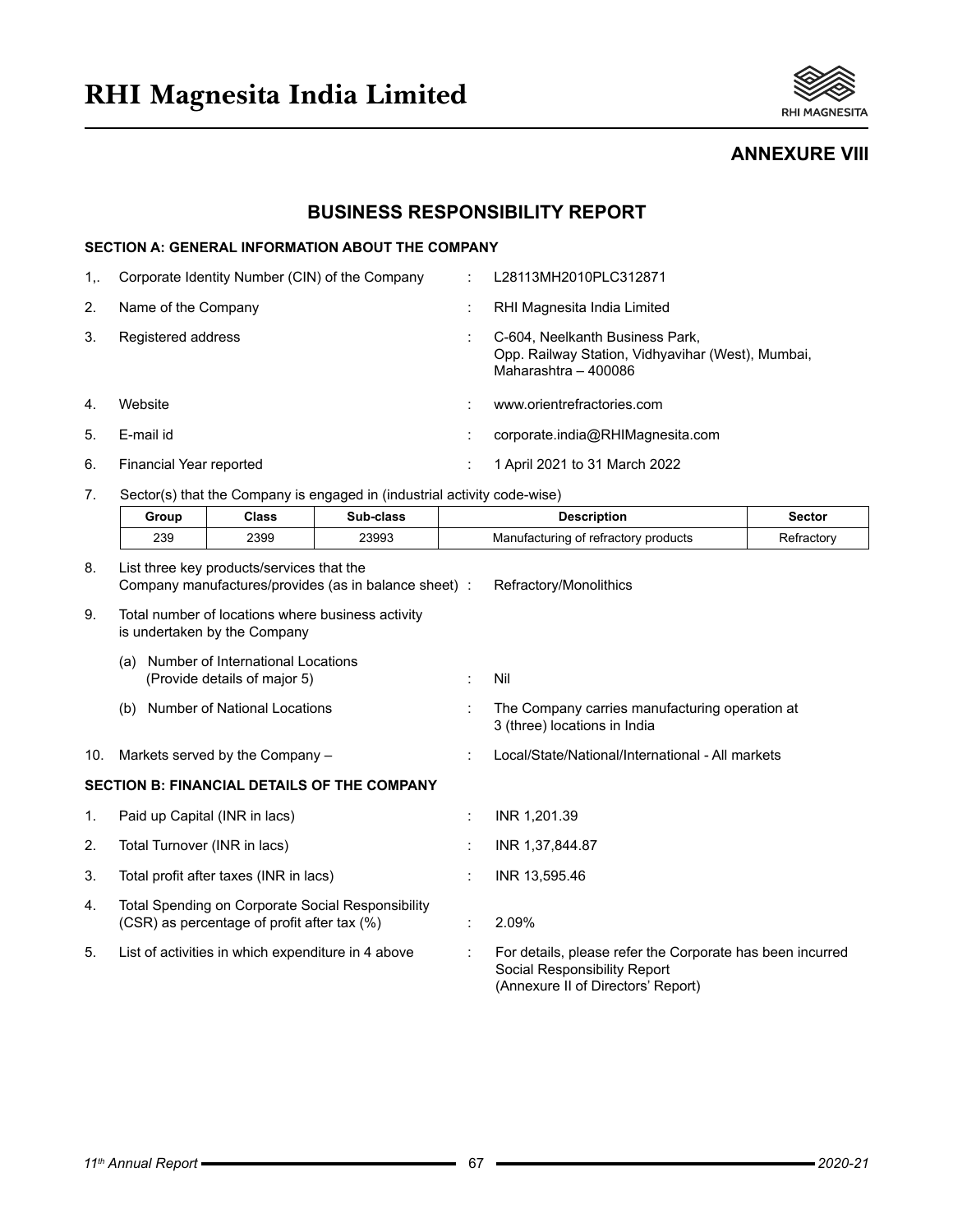# RHI Magnesita India Limited

## ANNEXURE VIII

## BUSINESS RESPONSIBILITY REPORT

### SECTION A: GENERAL INFORMATION ABOUT THE COMPANY

1,. Corporate Identity Number (CIN) of the Company : L28113MH2010PLC312871

2. Name of the Company : RHI Magnesita India Limited

3. Registered address : C-604, Neelkanth Business Park, Opp. Railway Station, Vidhyavihar (West), Mumbai, Maharashtra – 400086

4. Website : www.orientrefractories.com

5. E-mail id : corporate.india@RHIMagnesita.com

6. Financial Year reported : 1 April 2021 to 31 March 2022

7. Sector(s) that the Company is engaged in (industrial activity code-wise)

| Group | Class | Sub-class | Description | Sector |
|---|---|---|---|---|
| 239 | 2399 | 23993 | Manufacturing of refractory products | Refractory |

8. List three key products/services that the Company manufactures/provides (as in balance sheet) : Refractory/Monolithics

9. Total number of locations where business activity is undertaken by the Company

   (a) Number of International Locations (Provide details of major 5) : Nil

   (b) Number of National Locations : The Company carries manufacturing operation at 3 (three) locations in India

10. Markets served by the Company – : Local/State/National/International - All markets

### SECTION B: FINANCIAL DETAILS OF THE COMPANY

1. Paid up Capital (INR in lacs) : INR 1,201.39

2. Total Turnover (INR in lacs) : INR 1,37,844.87

3. Total profit after taxes (INR in lacs) : INR 13,595.46

4. Total Spending on Corporate Social Responsibility (CSR) as percentage of profit after tax (%) : 2.09%

5. List of activities in which expenditure in 4 above : For details, please refer the Corporate has been incurred Social Responsibility Report (Annexure II of Directors' Report)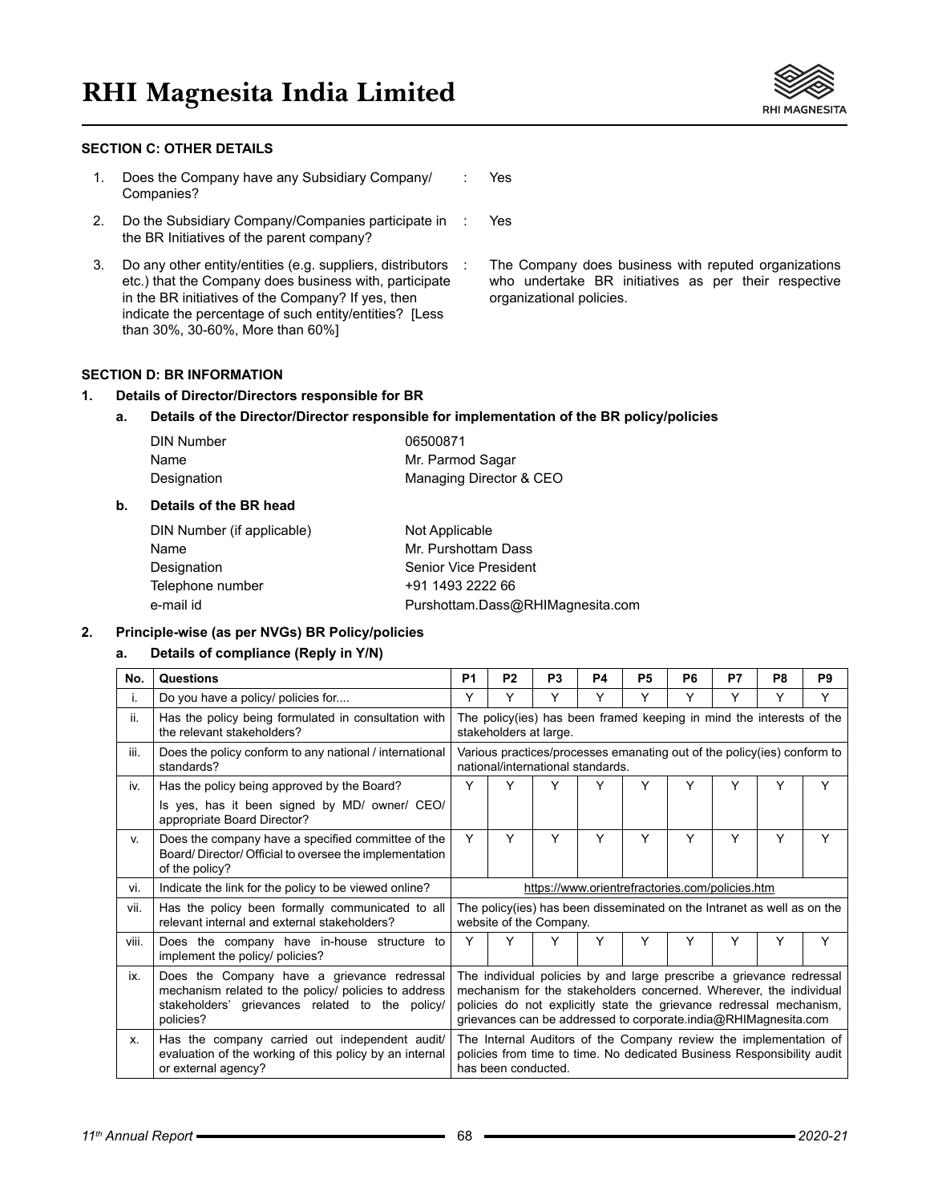### SECTION C: OTHER DETAILS

1. Does the Company have any Subsidiary Company/ Companies? : Yes
2. Do the Subsidiary Company/Companies participate in the BR Initiatives of the parent company? : Yes
3. Do any other entity/entities (e.g. suppliers, distributors etc.) that the Company does business with, participate in the BR initiatives of the Company? If yes, then indicate the percentage of such entity/entities? [Less than 30%, 30-60%, More than 60%] : The Company does business with reputed organizations who undertake BR initiatives as per their respective organizational policies.

### SECTION D: BR INFORMATION

**1. Details of Director/Directors responsible for BR**

**a. Details of the Director/Director responsible for implementation of the BR policy/policies**

| | |
|---|---|
| DIN Number | 06500871 |
| Name | Mr. Parmod Sagar |
| Designation | Managing Director & CEO |

**b. Details of the BR head**

| | |
|---|---|
| DIN Number (if applicable) | Not Applicable |
| Name | Mr. Purshottam Dass |
| Designation | Senior Vice President |
| Telephone number | +91 1493 2222 66 |
| e-mail id | Purshottam.Dass@RHIMagnesita.com |

**2. Principle-wise (as per NVGs) BR Policy/policies**

**a. Details of compliance (Reply in Y/N)**

| No. | Questions | P1 | P2 | P3 | P4 | P5 | P6 | P7 | P8 | P9 |
|---|---|---|---|---|---|---|---|---|---|---|
| i. | Do you have a policy/ policies for.... | Y | Y | Y | Y | Y | Y | Y | Y | Y |
| ii. | Has the policy being formulated in consultation with the relevant stakeholders? | The policy(ies) has been framed keeping in mind the interests of the stakeholders at large. | | | | | | | | |
| iii. | Does the policy conform to any national / international standards? | Various practices/processes emanating out of the policy(ies) conform to national/international standards. | | | | | | | | |
| iv. | Has the policy being approved by the Board? Is yes, has it been signed by MD/ owner/ CEO/ appropriate Board Director? | Y | Y | Y | Y | Y | Y | Y | Y | Y |
| v. | Does the company have a specified committee of the Board/ Director/ Official to oversee the implementation of the policy? | Y | Y | Y | Y | Y | Y | Y | Y | Y |
| vi. | Indicate the link for the policy to be viewed online? | https://www.orientrefractories.com/policies.htm | | | | | | | | |
| vii. | Has the policy been formally communicated to all relevant internal and external stakeholders? | The policy(ies) has been disseminated on the Intranet as well as on the website of the Company. | | | | | | | | |
| viii. | Does the company have in-house structure to implement the policy/ policies? | Y | Y | Y | Y | Y | Y | Y | Y | Y |
| ix. | Does the Company have a grievance redressal mechanism related to the policy/ policies to address stakeholders' grievances related to the policy/ policies? | The individual policies by and large prescribe a grievance redressal mechanism for the stakeholders concerned. Wherever, the individual policies do not explicitly state the grievance redressal mechanism, grievances can be addressed to corporate.india@RHIMagnesita.com | | | | | | | | |
| x. | Has the company carried out independent audit/ evaluation of the working of this policy by an internal or external agency? | The Internal Auditors of the Company review the implementation of policies from time to time. No dedicated Business Responsibility audit has been conducted. | | | | | | | | |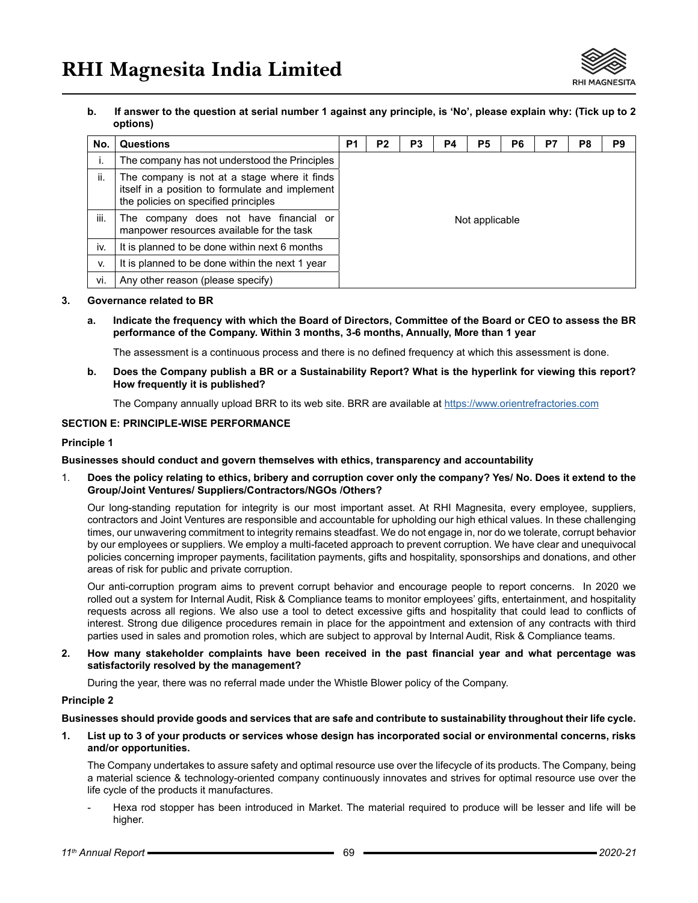**b. If answer to the question at serial number 1 against any principle, is 'No', please explain why: (Tick up to 2 options)**

| No. | Questions | P1 | P2 | P3 | P4 | P5 | P6 | P7 | P8 | P9 |
|---|---|---|---|---|---|---|---|---|---|---|
| i. | The company has not understood the Principles | Not applicable | | | | | | | | |
| ii. | The company is not at a stage where it finds itself in a position to formulate and implement the policies on specified principles | | | | | | | | | |
| iii. | The company does not have financial or manpower resources available for the task | | | | | | | | | |
| iv. | It is planned to be done within next 6 months | | | | | | | | | |
| v. | It is planned to be done within the next 1 year | | | | | | | | | |
| vi. | Any other reason (please specify) | | | | | | | | | |

**3. Governance related to BR**

**a. Indicate the frequency with which the Board of Directors, Committee of the Board or CEO to assess the BR performance of the Company. Within 3 months, 3-6 months, Annually, More than 1 year**

The assessment is a continuous process and there is no defined frequency at which this assessment is done.

**b. Does the Company publish a BR or a Sustainability Report? What is the hyperlink for viewing this report? How frequently it is published?**

The Company annually upload BRR to its web site. BRR are available at https://www.orientrefractories.com

**SECTION E: PRINCIPLE-WISE PERFORMANCE**

**Principle 1**

**Businesses should conduct and govern themselves with ethics, transparency and accountability**

1. **Does the policy relating to ethics, bribery and corruption cover only the company? Yes/ No. Does it extend to the Group/Joint Ventures/ Suppliers/Contractors/NGOs /Others?**

   Our long-standing reputation for integrity is our most important asset. At RHI Magnesita, every employee, suppliers, contractors and Joint Ventures are responsible and accountable for upholding our high ethical values. In these challenging times, our unwavering commitment to integrity remains steadfast. We do not engage in, nor do we tolerate, corrupt behavior by our employees or suppliers. We employ a multi-faceted approach to prevent corruption. We have clear and unequivocal policies concerning improper payments, facilitation payments, gifts and hospitality, sponsorships and donations, and other areas of risk for public and private corruption.

   Our anti-corruption program aims to prevent corrupt behavior and encourage people to report concerns. In 2020 we rolled out a system for Internal Audit, Risk & Compliance teams to monitor employees' gifts, entertainment, and hospitality requests across all regions. We also use a tool to detect excessive gifts and hospitality that could lead to conflicts of interest. Strong due diligence procedures remain in place for the appointment and extension of any contracts with third parties used in sales and promotion roles, which are subject to approval by Internal Audit, Risk & Compliance teams.

2. **How many stakeholder complaints have been received in the past financial year and what percentage was satisfactorily resolved by the management?**

   During the year, there was no referral made under the Whistle Blower policy of the Company.

**Principle 2**

**Businesses should provide goods and services that are safe and contribute to sustainability throughout their life cycle.**

1. **List up to 3 of your products or services whose design has incorporated social or environmental concerns, risks and/or opportunities.**

   The Company undertakes to assure safety and optimal resource use over the lifecycle of its products. The Company, being a material science & technology-oriented company continuously innovates and strives for optimal resource use over the life cycle of the products it manufactures.

   - Hexa rod stopper has been introduced in Market. The material required to produce will be lesser and life will be higher.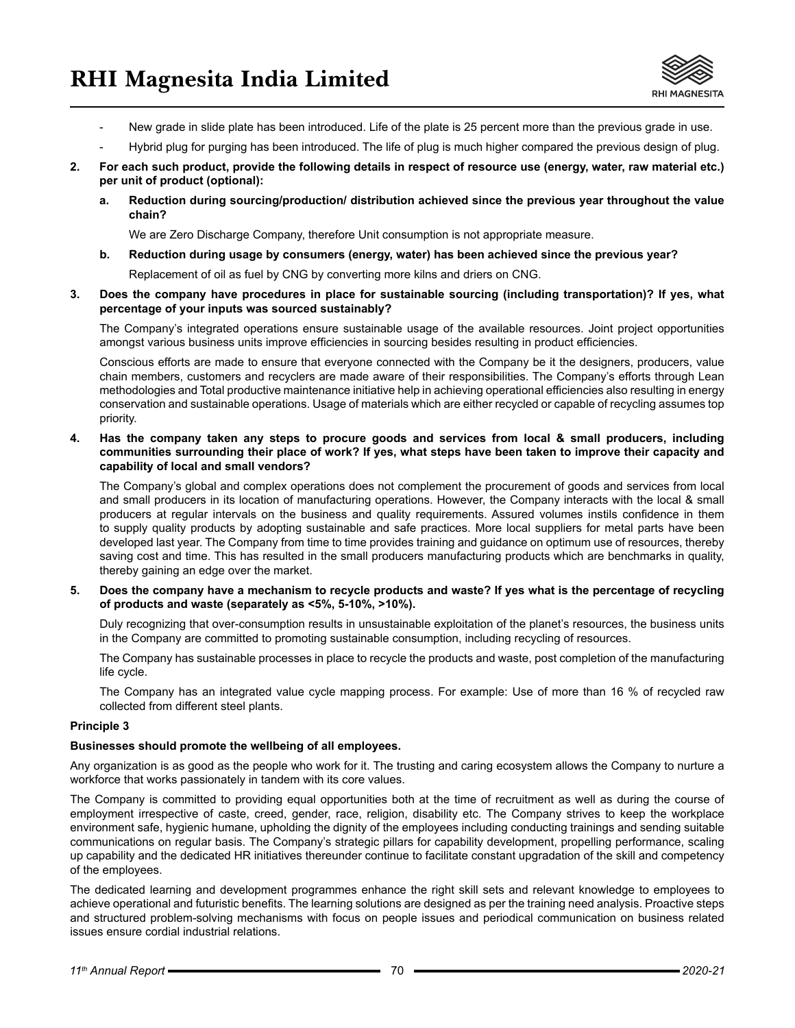- New grade in slide plate has been introduced. Life of the plate is 25 percent more than the previous grade in use.
- Hybrid plug for purging has been introduced. The life of plug is much higher compared the previous design of plug.

**2. For each such product, provide the following details in respect of resource use (energy, water, raw material etc.) per unit of product (optional):**

**a. Reduction during sourcing/production/ distribution achieved since the previous year throughout the value chain?**

We are Zero Discharge Company, therefore Unit consumption is not appropriate measure.

**b. Reduction during usage by consumers (energy, water) has been achieved since the previous year?**

Replacement of oil as fuel by CNG by converting more kilns and driers on CNG.

**3. Does the company have procedures in place for sustainable sourcing (including transportation)? If yes, what percentage of your inputs was sourced sustainably?**

The Company's integrated operations ensure sustainable usage of the available resources. Joint project opportunities amongst various business units improve efficiencies in sourcing besides resulting in product efficiencies.

Conscious efforts are made to ensure that everyone connected with the Company be it the designers, producers, value chain members, customers and recyclers are made aware of their responsibilities. The Company's efforts through Lean methodologies and Total productive maintenance initiative help in achieving operational efficiencies also resulting in energy conservation and sustainable operations. Usage of materials which are either recycled or capable of recycling assumes top priority.

**4. Has the company taken any steps to procure goods and services from local & small producers, including communities surrounding their place of work? If yes, what steps have been taken to improve their capacity and capability of local and small vendors?**

The Company's global and complex operations does not complement the procurement of goods and services from local and small producers in its location of manufacturing operations. However, the Company interacts with the local & small producers at regular intervals on the business and quality requirements. Assured volumes instils confidence in them to supply quality products by adopting sustainable and safe practices. More local suppliers for metal parts have been developed last year. The Company from time to time provides training and guidance on optimum use of resources, thereby saving cost and time. This has resulted in the small producers manufacturing products which are benchmarks in quality, thereby gaining an edge over the market.

**5. Does the company have a mechanism to recycle products and waste? If yes what is the percentage of recycling of products and waste (separately as <5%, 5-10%, >10%).**

Duly recognizing that over-consumption results in unsustainable exploitation of the planet's resources, the business units in the Company are committed to promoting sustainable consumption, including recycling of resources.

The Company has sustainable processes in place to recycle the products and waste, post completion of the manufacturing life cycle.

The Company has an integrated value cycle mapping process. For example: Use of more than 16 % of recycled raw collected from different steel plants.

**Principle 3**

**Businesses should promote the wellbeing of all employees.**

Any organization is as good as the people who work for it. The trusting and caring ecosystem allows the Company to nurture a workforce that works passionately in tandem with its core values.

The Company is committed to providing equal opportunities both at the time of recruitment as well as during the course of employment irrespective of caste, creed, gender, race, religion, disability etc. The Company strives to keep the workplace environment safe, hygienic humane, upholding the dignity of the employees including conducting trainings and sending suitable communications on regular basis. The Company's strategic pillars for capability development, propelling performance, scaling up capability and the dedicated HR initiatives thereunder continue to facilitate constant upgradation of the skill and competency of the employees.

The dedicated learning and development programmes enhance the right skill sets and relevant knowledge to employees to achieve operational and futuristic benefits. The learning solutions are designed as per the training need analysis. Proactive steps and structured problem-solving mechanisms with focus on people issues and periodical communication on business related issues ensure cordial industrial relations.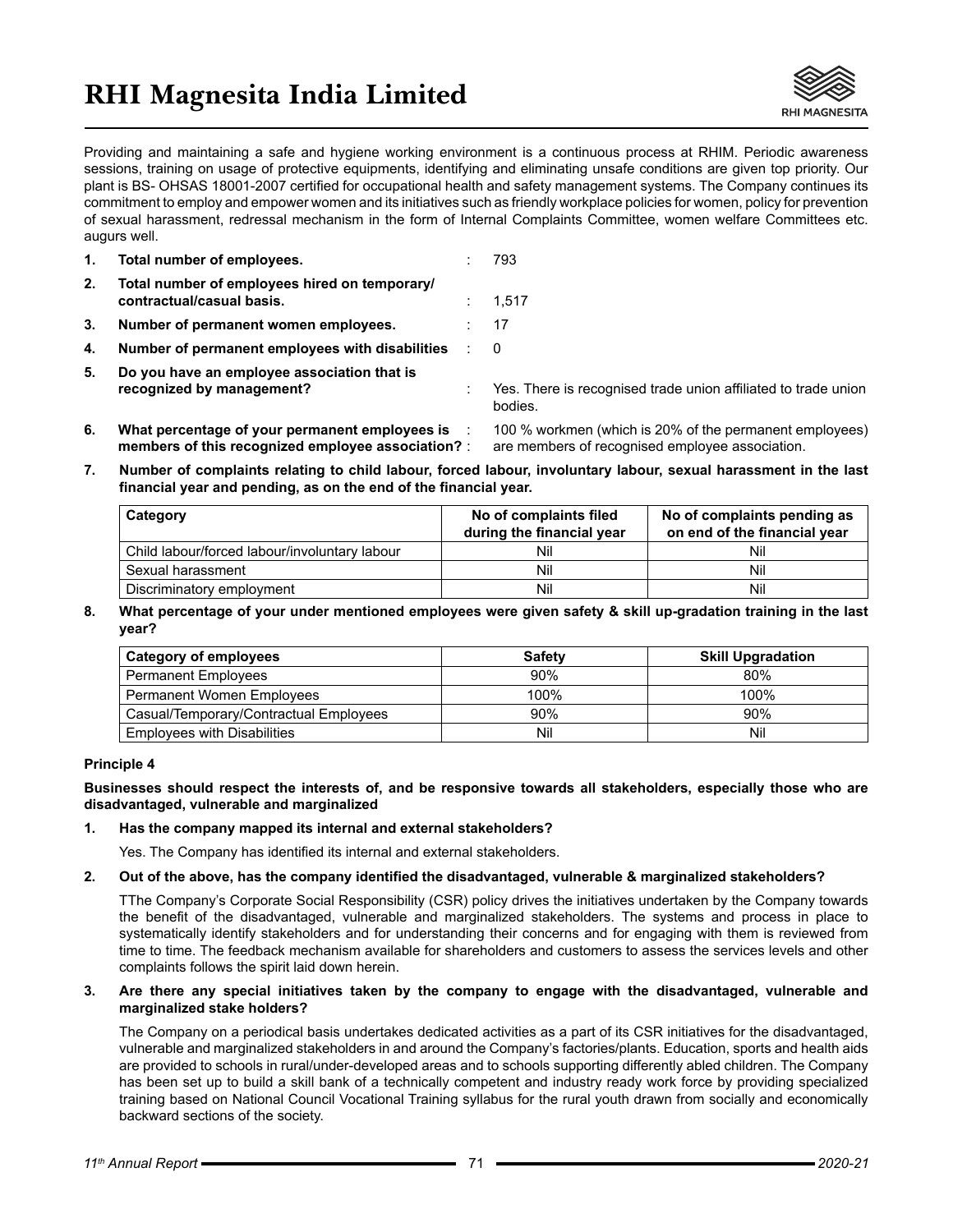Providing and maintaining a safe and hygiene working environment is a continuous process at RHIM. Periodic awareness sessions, training on usage of protective equipments, identifying and eliminating unsafe conditions are given top priority. Our plant is BS- OHSAS 18001-2007 certified for occupational health and safety management systems. The Company continues its commitment to employ and empower women and its initiatives such as friendly workplace policies for women, policy for prevention of sexual harassment, redressal mechanism in the form of Internal Complaints Committee, women welfare Committees etc. augurs well.

1. **Total number of employees.** : 793
2. **Total number of employees hired on temporary/ contractual/casual basis.** : 1,517
3. **Number of permanent women employees.** : 17
4. **Number of permanent employees with disabilities** : 0
5. **Do you have an employee association that is recognized by management?** : Yes. There is recognised trade union affiliated to trade union bodies.
6. **What percentage of your permanent employees is members of this recognized employee association?** : 100 % workmen (which is 20% of the permanent employees) are members of recognised employee association.
7. **Number of complaints relating to child labour, forced labour, involuntary labour, sexual harassment in the last financial year and pending, as on the end of the financial year.**

| Category | No of complaints filed during the financial year | No of complaints pending as on end of the financial year |
|---|---|---|
| Child labour/forced labour/involuntary labour | Nil | Nil |
| Sexual harassment | Nil | Nil |
| Discriminatory employment | Nil | Nil |

8. **What percentage of your under mentioned employees were given safety & skill up-gradation training in the last year?**

| Category of employees | Safety | Skill Upgradation |
|---|---|---|
| Permanent Employees | 90% | 80% |
| Permanent Women Employees | 100% | 100% |
| Casual/Temporary/Contractual Employees | 90% | 90% |
| Employees with Disabilities | Nil | Nil |

**Principle 4**

**Businesses should respect the interests of, and be responsive towards all stakeholders, especially those who are disadvantaged, vulnerable and marginalized**

1. **Has the company mapped its internal and external stakeholders?**

   Yes. The Company has identified its internal and external stakeholders.

2. **Out of the above, has the company identified the disadvantaged, vulnerable & marginalized stakeholders?**

   TThe Company's Corporate Social Responsibility (CSR) policy drives the initiatives undertaken by the Company towards the benefit of the disadvantaged, vulnerable and marginalized stakeholders. The systems and process in place to systematically identify stakeholders and for understanding their concerns and for engaging with them is reviewed from time to time. The feedback mechanism available for shareholders and customers to assess the services levels and other complaints follows the spirit laid down herein.

3. **Are there any special initiatives taken by the company to engage with the disadvantaged, vulnerable and marginalized stake holders?**

   The Company on a periodical basis undertakes dedicated activities as a part of its CSR initiatives for the disadvantaged, vulnerable and marginalized stakeholders in and around the Company's factories/plants. Education, sports and health aids are provided to schools in rural/under-developed areas and to schools supporting differently abled children. The Company has been set up to build a skill bank of a technically competent and industry ready work force by providing specialized training based on National Council Vocational Training syllabus for the rural youth drawn from socially and economically backward sections of the society.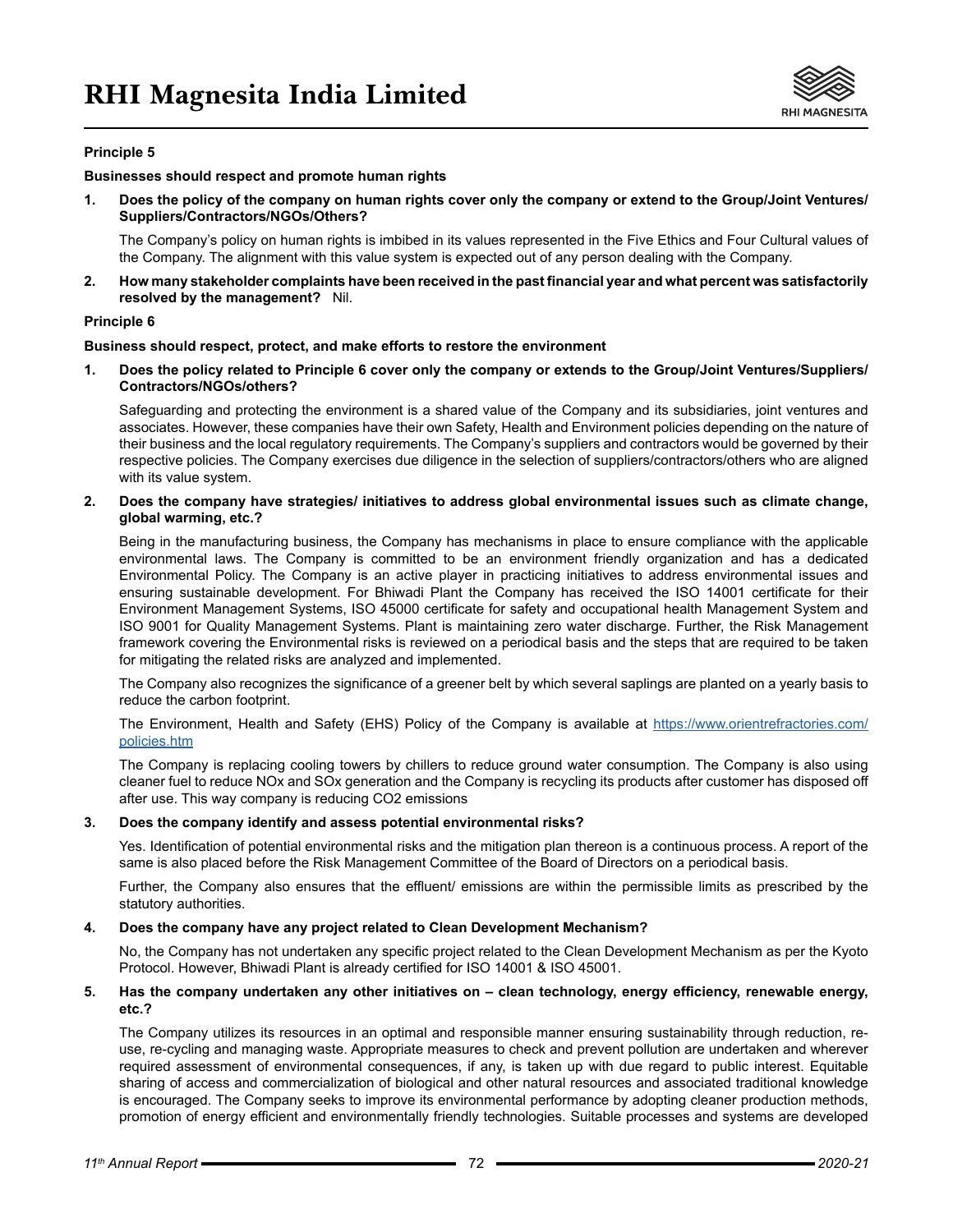**Principle 5**

**Businesses should respect and promote human rights**

1. **Does the policy of the company on human rights cover only the company or extend to the Group/Joint Ventures/ Suppliers/Contractors/NGOs/Others?**

   The Company's policy on human rights is imbibed in its values represented in the Five Ethics and Four Cultural values of the Company. The alignment with this value system is expected out of any person dealing with the Company.

2. **How many stakeholder complaints have been received in the past financial year and what percent was satisfactorily resolved by the management?** Nil.

**Principle 6**

**Business should respect, protect, and make efforts to restore the environment**

1. **Does the policy related to Principle 6 cover only the company or extends to the Group/Joint Ventures/Suppliers/ Contractors/NGOs/others?**

   Safeguarding and protecting the environment is a shared value of the Company and its subsidiaries, joint ventures and associates. However, these companies have their own Safety, Health and Environment policies depending on the nature of their business and the local regulatory requirements. The Company's suppliers and contractors would be governed by their respective policies. The Company exercises due diligence in the selection of suppliers/contractors/others who are aligned with its value system.

2. **Does the company have strategies/ initiatives to address global environmental issues such as climate change, global warming, etc.?**

   Being in the manufacturing business, the Company has mechanisms in place to ensure compliance with the applicable environmental laws. The Company is committed to be an environment friendly organization and has a dedicated Environmental Policy. The Company is an active player in practicing initiatives to address environmental issues and ensuring sustainable development. For Bhiwadi Plant the Company has received the ISO 14001 certificate for their Environment Management Systems, ISO 45000 certificate for safety and occupational health Management System and ISO 9001 for Quality Management Systems. Plant is maintaining zero water discharge. Further, the Risk Management framework covering the Environmental risks is reviewed on a periodical basis and the steps that are required to be taken for mitigating the related risks are analyzed and implemented.

   The Company also recognizes the significance of a greener belt by which several saplings are planted on a yearly basis to reduce the carbon footprint.

   The Environment, Health and Safety (EHS) Policy of the Company is available at [https://www.orientrefractories.com/policies.htm](https://www.orientrefractories.com/policies.htm)

   The Company is replacing cooling towers by chillers to reduce ground water consumption. The Company is also using cleaner fuel to reduce NOx and SOx generation and the Company is recycling its products after customer has disposed off after use. This way company is reducing CO2 emissions

3. **Does the company identify and assess potential environmental risks?**

   Yes. Identification of potential environmental risks and the mitigation plan thereon is a continuous process. A report of the same is also placed before the Risk Management Committee of the Board of Directors on a periodical basis.

   Further, the Company also ensures that the effluent/ emissions are within the permissible limits as prescribed by the statutory authorities.

4. **Does the company have any project related to Clean Development Mechanism?**

   No, the Company has not undertaken any specific project related to the Clean Development Mechanism as per the Kyoto Protocol. However, Bhiwadi Plant is already certified for ISO 14001 & ISO 45001.

5. **Has the company undertaken any other initiatives on – clean technology, energy efficiency, renewable energy, etc.?**

   The Company utilizes its resources in an optimal and responsible manner ensuring sustainability through reduction, re-use, re-cycling and managing waste. Appropriate measures to check and prevent pollution are undertaken and wherever required assessment of environmental consequences, if any, is taken up with due regard to public interest. Equitable sharing of access and commercialization of biological and other natural resources and associated traditional knowledge is encouraged. The Company seeks to improve its environmental performance by adopting cleaner production methods, promotion of energy efficient and environmentally friendly technologies. Suitable processes and systems are developed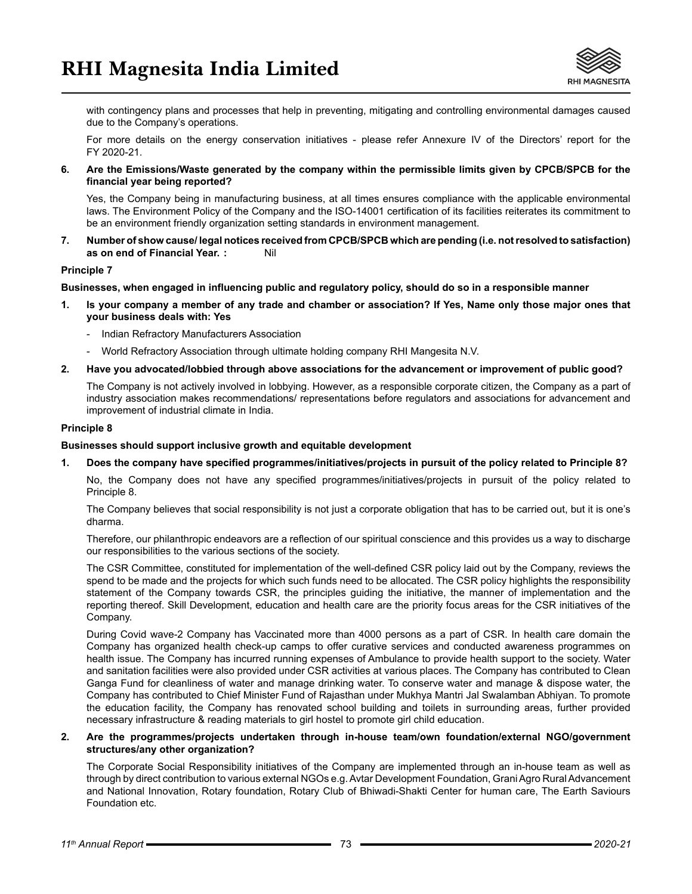with contingency plans and processes that help in preventing, mitigating and controlling environmental damages caused due to the Company's operations.

For more details on the energy conservation initiatives - please refer Annexure IV of the Directors' report for the FY 2020-21.

**6. Are the Emissions/Waste generated by the company within the permissible limits given by CPCB/SPCB for the financial year being reported?**

Yes, the Company being in manufacturing business, at all times ensures compliance with the applicable environmental laws. The Environment Policy of the Company and the ISO-14001 certification of its facilities reiterates its commitment to be an environment friendly organization setting standards in environment management.

**7. Number of show cause/ legal notices received from CPCB/SPCB which are pending (i.e. not resolved to satisfaction) as on end of Financial Year. :** Nil

**Principle 7**

**Businesses, when engaged in influencing public and regulatory policy, should do so in a responsible manner**

**1. Is your company a member of any trade and chamber or association? If Yes, Name only those major ones that your business deals with: Yes**

- Indian Refractory Manufacturers Association
- World Refractory Association through ultimate holding company RHI Mangesita N.V.

**2. Have you advocated/lobbied through above associations for the advancement or improvement of public good?**

The Company is not actively involved in lobbying. However, as a responsible corporate citizen, the Company as a part of industry association makes recommendations/ representations before regulators and associations for advancement and improvement of industrial climate in India.

**Principle 8**

**Businesses should support inclusive growth and equitable development**

**1. Does the company have specified programmes/initiatives/projects in pursuit of the policy related to Principle 8?**

No, the Company does not have any specified programmes/initiatives/projects in pursuit of the policy related to Principle 8.

The Company believes that social responsibility is not just a corporate obligation that has to be carried out, but it is one's dharma.

Therefore, our philanthropic endeavors are a reflection of our spiritual conscience and this provides us a way to discharge our responsibilities to the various sections of the society.

The CSR Committee, constituted for implementation of the well-defined CSR policy laid out by the Company, reviews the spend to be made and the projects for which such funds need to be allocated. The CSR policy highlights the responsibility statement of the Company towards CSR, the principles guiding the initiative, the manner of implementation and the reporting thereof. Skill Development, education and health care are the priority focus areas for the CSR initiatives of the Company.

During Covid wave-2 Company has Vaccinated more than 4000 persons as a part of CSR. In health care domain the Company has organized health check-up camps to offer curative services and conducted awareness programmes on health issue. The Company has incurred running expenses of Ambulance to provide health support to the society. Water and sanitation facilities were also provided under CSR activities at various places. The Company has contributed to Clean Ganga Fund for cleanliness of water and manage drinking water. To conserve water and manage & dispose water, the Company has contributed to Chief Minister Fund of Rajasthan under Mukhya Mantri Jal Swalamban Abhiyan. To promote the education facility, the Company has renovated school building and toilets in surrounding areas, further provided necessary infrastructure & reading materials to girl hostel to promote girl child education.

**2. Are the programmes/projects undertaken through in-house team/own foundation/external NGO/government structures/any other organization?**

The Corporate Social Responsibility initiatives of the Company are implemented through an in-house team as well as through by direct contribution to various external NGOs e.g. Avtar Development Foundation, Grani Agro Rural Advancement and National Innovation, Rotary foundation, Rotary Club of Bhiwadi-Shakti Center for human care, The Earth Saviours Foundation etc.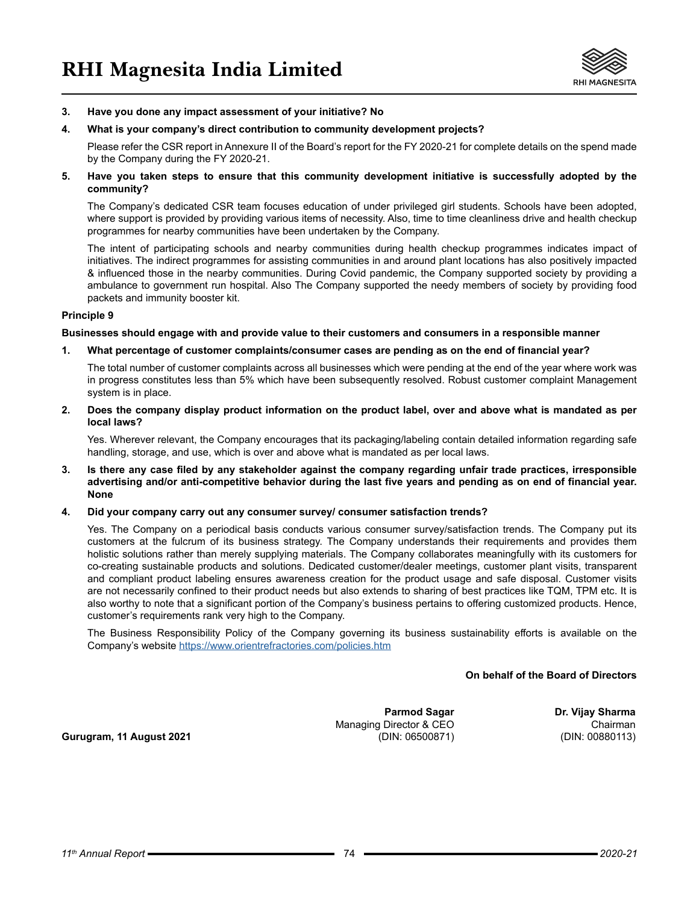3. **Have you done any impact assessment of your initiative? No**

4. **What is your company's direct contribution to community development projects?**

   Please refer the CSR report in Annexure II of the Board's report for the FY 2020-21 for complete details on the spend made by the Company during the FY 2020-21.

5. **Have you taken steps to ensure that this community development initiative is successfully adopted by the community?**

   The Company's dedicated CSR team focuses education of under privileged girl students. Schools have been adopted, where support is provided by providing various items of necessity. Also, time to time cleanliness drive and health checkup programmes for nearby communities have been undertaken by the Company.

   The intent of participating schools and nearby communities during health checkup programmes indicates impact of initiatives. The indirect programmes for assisting communities in and around plant locations has also positively impacted & influenced those in the nearby communities. During Covid pandemic, the Company supported society by providing a ambulance to government run hospital. Also The Company supported the needy members of society by providing food packets and immunity booster kit.

**Principle 9**

**Businesses should engage with and provide value to their customers and consumers in a responsible manner**

1. **What percentage of customer complaints/consumer cases are pending as on the end of financial year?**

   The total number of customer complaints across all businesses which were pending at the end of the year where work was in progress constitutes less than 5% which have been subsequently resolved. Robust customer complaint Management system is in place.

2. **Does the company display product information on the product label, over and above what is mandated as per local laws?**

   Yes. Wherever relevant, the Company encourages that its packaging/labeling contain detailed information regarding safe handling, storage, and use, which is over and above what is mandated as per local laws.

3. **Is there any case filed by any stakeholder against the company regarding unfair trade practices, irresponsible advertising and/or anti-competitive behavior during the last five years and pending as on end of financial year. None**

4. **Did your company carry out any consumer survey/ consumer satisfaction trends?**

   Yes. The Company on a periodical basis conducts various consumer survey/satisfaction trends. The Company put its customers at the fulcrum of its business strategy. The Company understands their requirements and provides them holistic solutions rather than merely supplying materials. The Company collaborates meaningfully with its customers for co-creating sustainable products and solutions. Dedicated customer/dealer meetings, customer plant visits, transparent and compliant product labeling ensures awareness creation for the product usage and safe disposal. Customer visits are not necessarily confined to their product needs but also extends to sharing of best practices like TQM, TPM etc. It is also worthy to note that a significant portion of the Company's business pertains to offering customized products. Hence, customer's requirements rank very high to the Company.

   The Business Responsibility Policy of the Company governing its business sustainability efforts is available on the Company's website https://www.orientrefractories.com/policies.htm

**On behalf of the Board of Directors**

**Parmod Sagar**
Managing Director & CEO
(DIN: 06500871)

**Dr. Vijay Sharma**
Chairman
(DIN: 00880113)

**Gurugram, 11 August 2021**